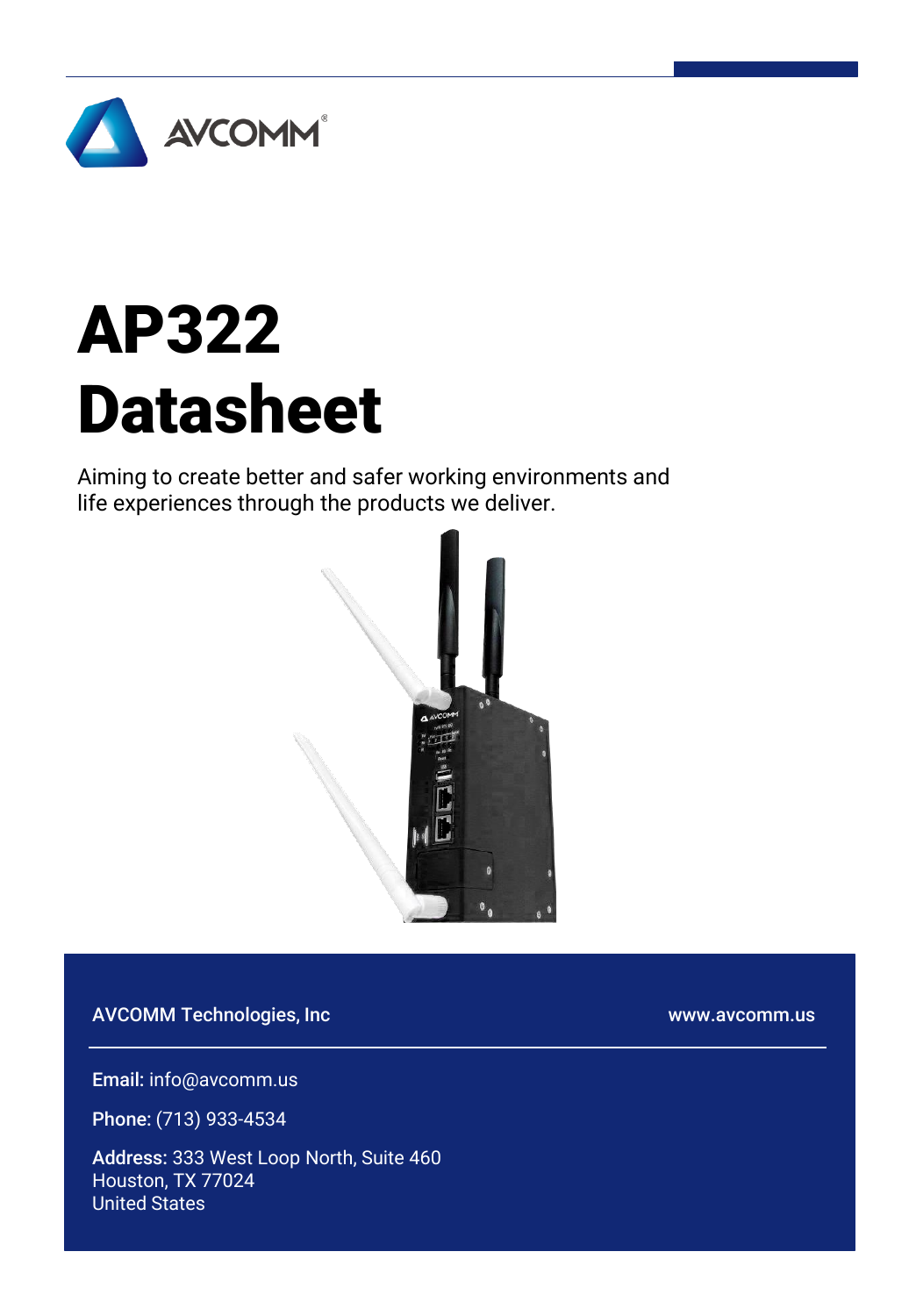AVCOMM®

# AP322 Datasheet

Aiming to create better and safer working environments and life experiences through the products we deliver.

AVCOMM Technologies, Inc

www.avcomm.us

**Email:** info@avcomm.us

**Phone:** (713) 933-4534

**Address:** 333 West Loop North, Suite 460
Houston, TX 77024
United States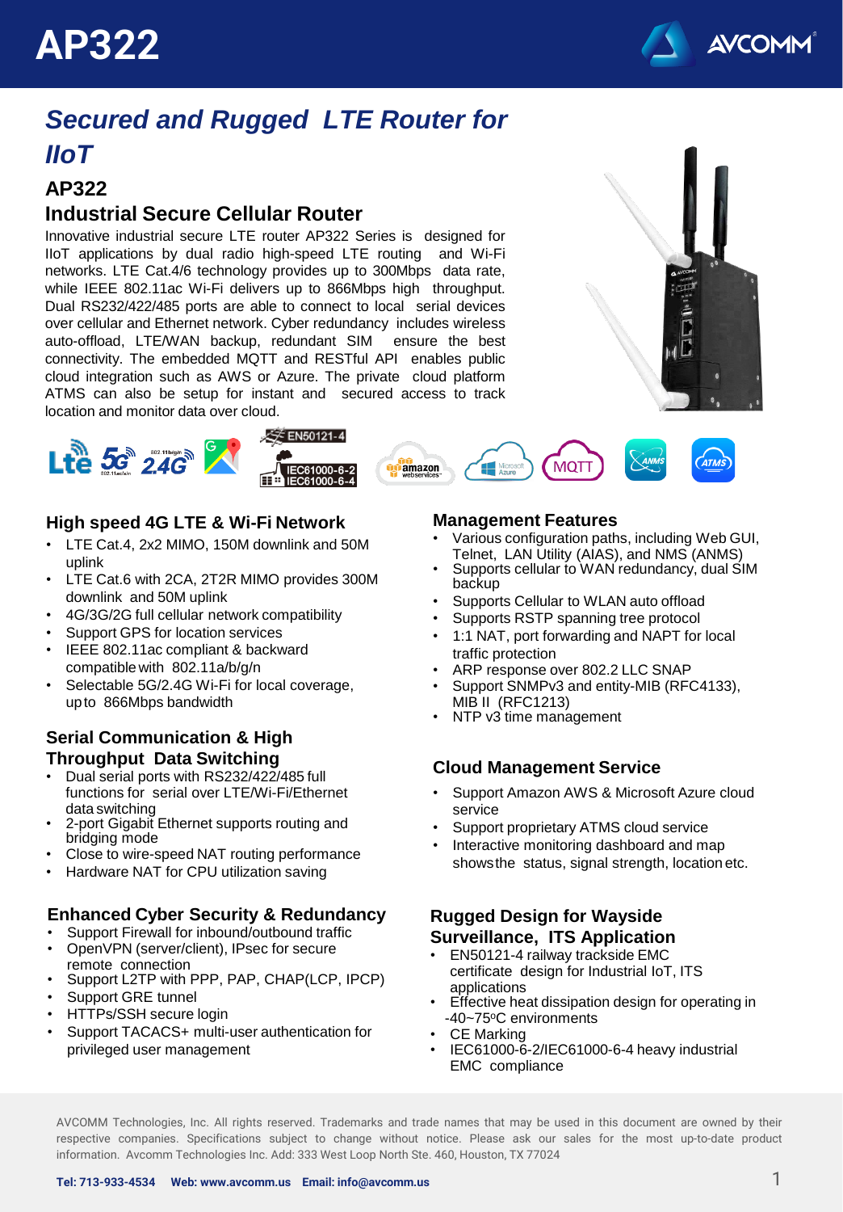# AP322

## *Secured and Rugged LTE Router for IIoT*

### AP322

### Industrial Secure Cellular Router

Innovative industrial secure LTE router AP322 Series is designed for IIoT applications by dual radio high-speed LTE routing and Wi-Fi networks. LTE Cat.4/6 technology provides up to 300Mbps data rate, while IEEE 802.11ac Wi-Fi delivers up to 866Mbps high throughput. Dual RS232/422/485 ports are able to connect to local serial devices over cellular and Ethernet network. Cyber redundancy includes wireless auto-offload, LTE/WAN backup, redundant SIM ensure the best connectivity. The embedded MQTT and RESTful API enables public cloud integration such as AWS or Azure. The private cloud platform ATMS can also be setup for instant and secured access to track location and monitor data over cloud.

### High speed 4G LTE & Wi-Fi Network

- LTE Cat.4, 2x2 MIMO, 150M downlink and 50M uplink
- LTE Cat.6 with 2CA, 2T2R MIMO provides 300M downlink and 50M uplink
- 4G/3G/2G full cellular network compatibility
- Support GPS for location services
- IEEE 802.11ac compliant & backward compatible with 802.11a/b/g/n
- Selectable 5G/2.4G Wi-Fi for local coverage, up to 866Mbps bandwidth

### Serial Communication & High Throughput Data Switching

- Dual serial ports with RS232/422/485 full functions for serial over LTE/Wi-Fi/Ethernet data switching
- 2-port Gigabit Ethernet supports routing and bridging mode
- Close to wire-speed NAT routing performance
- Hardware NAT for CPU utilization saving

### Enhanced Cyber Security & Redundancy

- Support Firewall for inbound/outbound traffic
- OpenVPN (server/client), IPsec for secure remote connection
- Support L2TP with PPP, PAP, CHAP(LCP, IPCP)
- Support GRE tunnel
- HTTPs/SSH secure login
- Support TACACS+ multi-user authentication for privileged user management

### Management Features

- Various configuration paths, including Web GUI, Telnet, LAN Utility (AIAS), and NMS (ANMS)
- Supports cellular to WAN redundancy, dual SIM backup
- Supports Cellular to WLAN auto offload
- Supports RSTP spanning tree protocol
- 1:1 NAT, port forwarding and NAPT for local traffic protection
- ARP response over 802.2 LLC SNAP
- Support SNMPv3 and entity-MIB (RFC4133), MIB II (RFC1213)
- NTP v3 time management

### Cloud Management Service

- Support Amazon AWS & Microsoft Azure cloud service
- Support proprietary ATMS cloud service
- Interactive monitoring dashboard and map shows the status, signal strength, location etc.

### Rugged Design for Wayside Surveillance, ITS Application

- EN50121-4 railway trackside EMC certificate design for Industrial IoT, ITS applications
- Effective heat dissipation design for operating in -40~75°C environments
- CE Marking
- IEC61000-6-2/IEC61000-6-4 heavy industrial EMC compliance

AVCOMM Technologies, Inc. All rights reserved. Trademarks and trade names that may be used in this document are owned by their respective companies. Specifications subject to change without notice. Please ask our sales for the most up-to-date product information. Avcomm Technologies Inc. Add: 333 West Loop North Ste. 460, Houston, TX 77024

**Tel: 713-933-4534  Web: www.avcomm.us  Email: info@avcomm.us**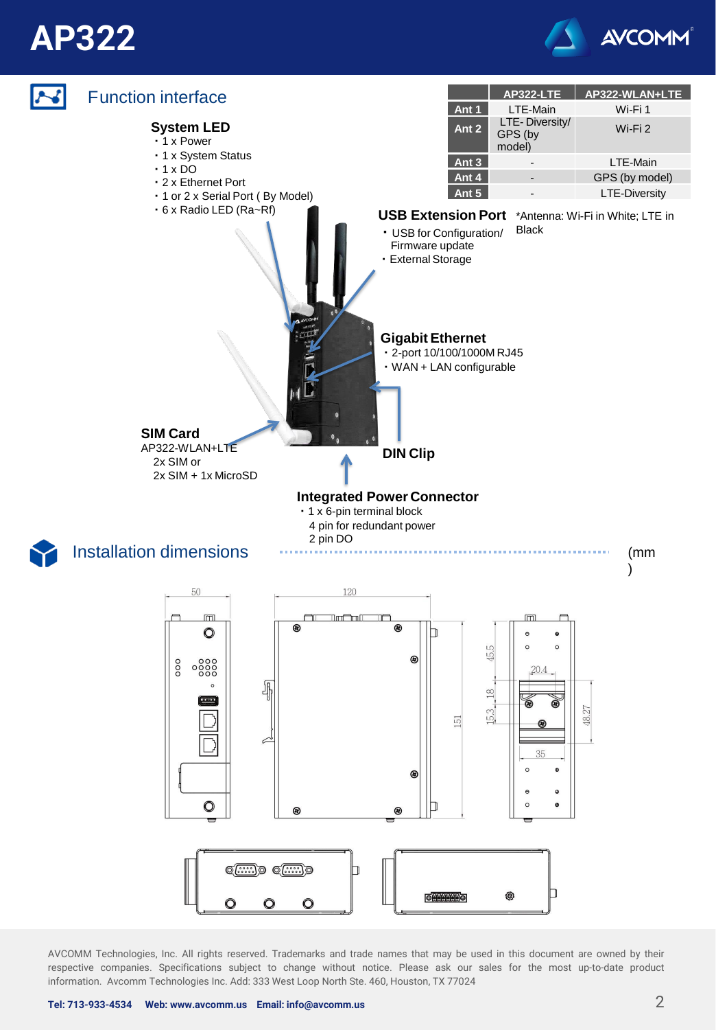# AP322

## Function interface

| | AP322-LTE | AP322-WLAN+LTE |
|---|---|---|
| Ant 1 | LTE-Main | Wi-Fi 1 |
| Ant 2 | LTE- Diversity/ GPS (by model) | Wi-Fi 2 |
| Ant 3 | - | LTE-Main |
| Ant 4 | - | GPS (by model) |
| Ant 5 | - | LTE-Diversity |

*Antenna: Wi-Fi in White; LTE in Black

### System LED

- 1 x Power
- 1 x System Status
- 1 x DO
- 2 x Ethernet Port
- 1 or 2 x Serial Port ( By Model)
- 6 x Radio LED (Ra~Rf)

### USB Extension Port

- USB for Configuration/ Firmware update
- External Storage

### Gigabit Ethernet

- 2-port 10/100/1000M RJ45
- WAN + LAN configurable

### SIM Card

AP322-WLAN+LTE
2x SIM or
2x SIM + 1x MicroSD

### DIN Clip

### Integrated Power Connector

- 1 x 6-pin terminal block
  4 pin for redundant power
  2 pin DO

## Installation dimensions

(mm)

50, 120, 151, 45.5, 18, 15.3, 20.4, 35, 48.27

AVCOMM Technologies, Inc. All rights reserved. Trademarks and trade names that may be used in this document are owned by their respective companies. Specifications subject to change without notice. Please ask our sales for the most up-to-date product information. Avcomm Technologies Inc. Add: 333 West Loop North Ste. 460, Houston, TX 77024

**Tel: 713-933-4534 Web: www.avcomm.us Email: info@avcomm.us**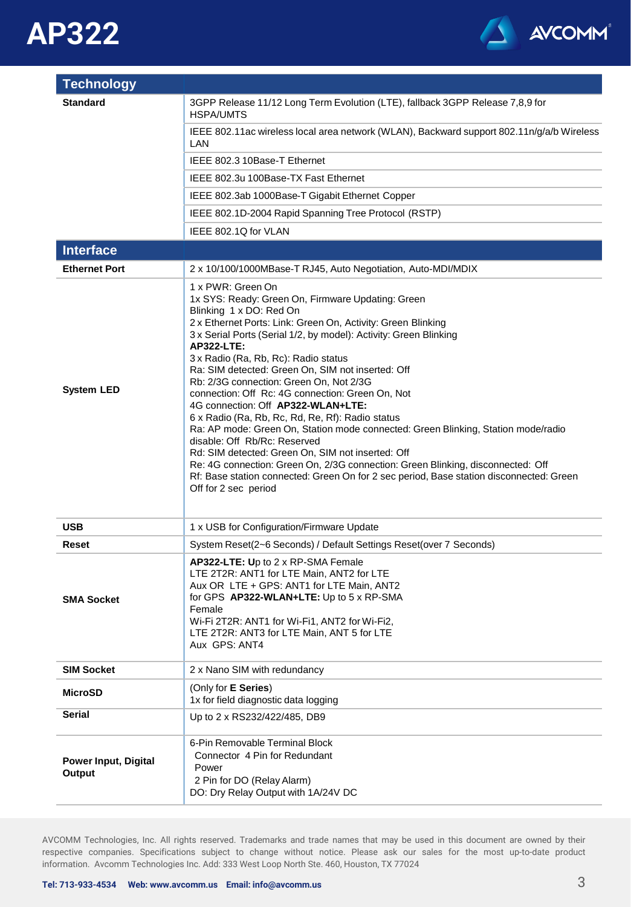| Technology | |
|---|---|
| **Standard** | 3GPP Release 11/12 Long Term Evolution (LTE), fallback 3GPP Release 7,8,9 for HSPA/UMTS |
| | IEEE 802.11ac wireless local area network (WLAN), Backward support 802.11n/g/a/b Wireless LAN |
| | IEEE 802.3 10Base-T Ethernet |
| | IEEE 802.3u 100Base-TX Fast Ethernet |
| | IEEE 802.3ab 1000Base-T Gigabit Ethernet Copper |
| | IEEE 802.1D-2004 Rapid Spanning Tree Protocol (RSTP) |
| | IEEE 802.1Q for VLAN |
| **Interface** | |
| **Ethernet Port** | 2 x 10/100/1000MBase-T RJ45, Auto Negotiation, Auto-MDI/MDIX |
| **System LED** | 1 x PWR: Green On<br>1x SYS: Ready: Green On, Firmware Updating: Green Blinking 1 x DO: Red On<br>2 x Ethernet Ports: Link: Green On, Activity: Green Blinking<br>3 x Serial Ports (Serial 1/2, by model): Activity: Green Blinking<br>**AP322-LTE:**<br>3 x Radio (Ra, Rb, Rc): Radio status<br>Ra: SIM detected: Green On, SIM not inserted: Off<br>Rb: 2/3G connection: Green On, Not 2/3G connection: Off Rc: 4G connection: Green On, Not 4G connection: Off **AP322-WLAN+LTE:**<br>6 x Radio (Ra, Rb, Rc, Rd, Re, Rf): Radio status<br>Ra: AP mode: Green On, Station mode connected: Green Blinking, Station mode/radio disable: Off Rb/Rc: Reserved<br>Rd: SIM detected: Green On, SIM not inserted: Off<br>Re: 4G connection: Green On, 2/3G connection: Green Blinking, disconnected: Off<br>Rf: Base station connected: Green On for 2 sec period, Base station disconnected: Green Off for 2 sec period |
| **USB** | 1 x USB for Configuration/Firmware Update |
| **Reset** | System Reset(2~6 Seconds) / Default Settings Reset(over 7 Seconds) |
| **SMA Socket** | **AP322-LTE: U**p to 2 x RP-SMA Female<br>LTE 2T2R: ANT1 for LTE Main, ANT2 for LTE Aux OR LTE + GPS: ANT1 for LTE Main, ANT2 for GPS **AP322-WLAN+LTE:** Up to 5 x RP-SMA Female<br>Wi-Fi 2T2R: ANT1 for Wi-Fi1, ANT2 for Wi-Fi2,<br>LTE 2T2R: ANT3 for LTE Main, ANT 5 for LTE Aux GPS: ANT4 |
| **SIM Socket** | 2 x Nano SIM with redundancy |
| **MicroSD** | (Only for **E Series**)<br>1x for field diagnostic data logging |
| **Serial** | Up to 2 x RS232/422/485, DB9 |
| **Power Input, Digital Output** | 6-Pin Removable Terminal Block Connector 4 Pin for Redundant Power<br>2 Pin for DO (Relay Alarm)<br>DO: Dry Relay Output with 1A/24V DC |

AVCOMM Technologies, Inc. All rights reserved. Trademarks and trade names that may be used in this document are owned by their respective companies. Specifications subject to change without notice. Please ask our sales for the most up-to-date product information. Avcomm Technologies Inc. Add: 333 West Loop North Ste. 460, Houston, TX 77024

**Tel: 713-933-4534 Web: www.avcomm.us Email: info@avcomm.us**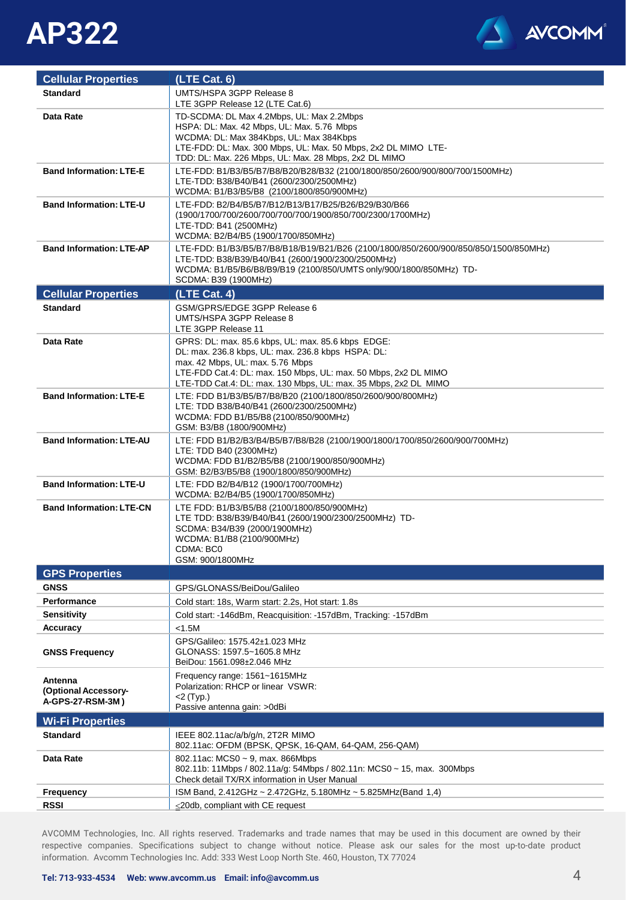# AP322

| Cellular Properties | (LTE Cat. 6) |
|---|---|
| **Standard** | UMTS/HSPA 3GPP Release 8<br>LTE 3GPP Release 12 (LTE Cat.6) |
| **Data Rate** | TD-SCDMA: DL Max 4.2Mbps, UL: Max 2.2Mbps<br>HSPA: DL: Max. 42 Mbps, UL: Max. 5.76 Mbps<br>WCDMA: DL: Max 384Kbps, UL: Max 384Kbps<br>LTE-FDD: DL: Max. 300 Mbps, UL: Max. 50 Mbps, 2x2 DL MIMO LTE-TDD: DL: Max. 226 Mbps, UL: Max. 28 Mbps, 2x2 DL MIMO |
| **Band Information: LTE-E** | LTE-FDD: B1/B3/B5/B7/B8/B20/B28/B32 (2100/1800/850/2600/900/800/700/1500MHz)<br>LTE-TDD: B38/B40/B41 (2600/2300/2500MHz)<br>WCDMA: B1/B3/B5/B8 (2100/1800/850/900MHz) |
| **Band Information: LTE-U** | LTE-FDD: B2/B4/B5/B7/B12/B13/B17/B25/B26/B29/B30/B66 (1900/1700/700/2600/700/700/700/1900/850/700/2300/1700MHz)<br>LTE-TDD: B41 (2500MHz)<br>WCDMA: B2/B4/B5 (1900/1700/850MHz) |
| **Band Information: LTE-AP** | LTE-FDD: B1/B3/B5/B7/B8/B18/B19/B21/B26 (2100/1800/850/2600/900/850/850/1500/850MHz)<br>LTE-TDD: B38/B39/B40/B41 (2600/1900/2300/2500MHz)<br>WCDMA: B1/B5/B6/B8/B9/B19 (2100/850/UMTS only/900/1800/850MHz) TD-SCDMA: B39 (1900MHz) |
| **Cellular Properties** | **(LTE Cat. 4)** |
| **Standard** | GSM/GPRS/EDGE 3GPP Release 6<br>UMTS/HSPA 3GPP Release 8<br>LTE 3GPP Release 11 |
| **Data Rate** | GPRS: DL: max. 85.6 kbps, UL: max. 85.6 kbps EDGE: DL: max. 236.8 kbps, UL: max. 236.8 kbps HSPA: DL: max. 42 Mbps, UL: max. 5.76 Mbps<br>LTE-FDD Cat.4: DL: max. 150 Mbps, UL: max. 50 Mbps, 2x2 DL MIMO<br>LTE-TDD Cat.4: DL: max. 130 Mbps, UL: max. 35 Mbps, 2x2 DL MIMO |
| **Band Information: LTE-E** | LTE: FDD B1/B3/B5/B7/B8/B20 (2100/1800/850/2600/900/800MHz)<br>LTE: TDD B38/B40/B41 (2600/2300/2500MHz)<br>WCDMA: FDD B1/B5/B8 (2100/850/900MHz)<br>GSM: B3/B8 (1800/900MHz) |
| **Band Information: LTE-AU** | LTE: FDD B1/B2/B3/B4/B5/B7/B8/B28 (2100/1900/1800/1700/850/2600/900/700MHz)<br>LTE: TDD B40 (2300MHz)<br>WCDMA: FDD B1/B2/B5/B8 (2100/1900/850/900MHz)<br>GSM: B2/B3/B5/B8 (1900/1800/850/900MHz) |
| **Band Information: LTE-U** | LTE: FDD B2/B4/B12 (1900/1700/700MHz)<br>WCDMA: B2/B4/B5 (1900/1700/850MHz) |
| **Band Information: LTE-CN** | LTE FDD: B1/B3/B5/B8 (2100/1800/850/900MHz)<br>LTE TDD: B38/B39/B40/B41 (2600/1900/2300/2500MHz) TD-SCDMA: B34/B39 (2000/1900MHz)<br>WCDMA: B1/B8 (2100/900MHz)<br>CDMA: BC0<br>GSM: 900/1800MHz |
| **GPS Properties** | |
| **GNSS** | GPS/GLONASS/BeiDou/Galileo |
| **Performance** | Cold start: 18s, Warm start: 2.2s, Hot start: 1.8s |
| **Sensitivity** | Cold start: -146dBm, Reacquisition: -157dBm, Tracking: -157dBm |
| **Accuracy** | <1.5M |
| **GNSS Frequency** | GPS/Galileo: 1575.42±1.023 MHz<br>GLONASS: 1597.5~1605.8 MHz<br>BeiDou: 1561.098±2.046 MHz |
| **Antenna (Optional Accessory-A-GPS-27-RSM-3M )** | Frequency range: 1561~1615MHz<br>Polarization: RHCP or linear VSWR: <2 (Typ.)<br>Passive antenna gain: >0dBi |
| **Wi-Fi Properties** | |
| **Standard** | IEEE 802.11ac/a/b/g/n, 2T2R MIMO<br>802.11ac: OFDM (BPSK, QPSK, 16-QAM, 64-QAM, 256-QAM) |
| **Data Rate** | 802.11ac: MCS0 ~ 9, max. 866Mbps<br>802.11b: 11Mbps / 802.11a/g: 54Mbps / 802.11n: MCS0 ~ 15, max. 300Mbps<br>Check detail TX/RX information in User Manual |
| **Frequency** | ISM Band, 2.412GHz ~ 2.472GHz, 5.180MHz ~ 5.825MHz(Band 1,4) |
| **RSSI** | ≤20db, compliant with CE request |

AVCOMM Technologies, Inc. All rights reserved. Trademarks and trade names that may be used in this document are owned by their respective companies. Specifications subject to change without notice. Please ask our sales for the most up-to-date product information. Avcomm Technologies Inc. Add: 333 West Loop North Ste. 460, Houston, TX 77024

**Tel: 713-933-4534 Web: www.avcomm.us Email: info@avcomm.us**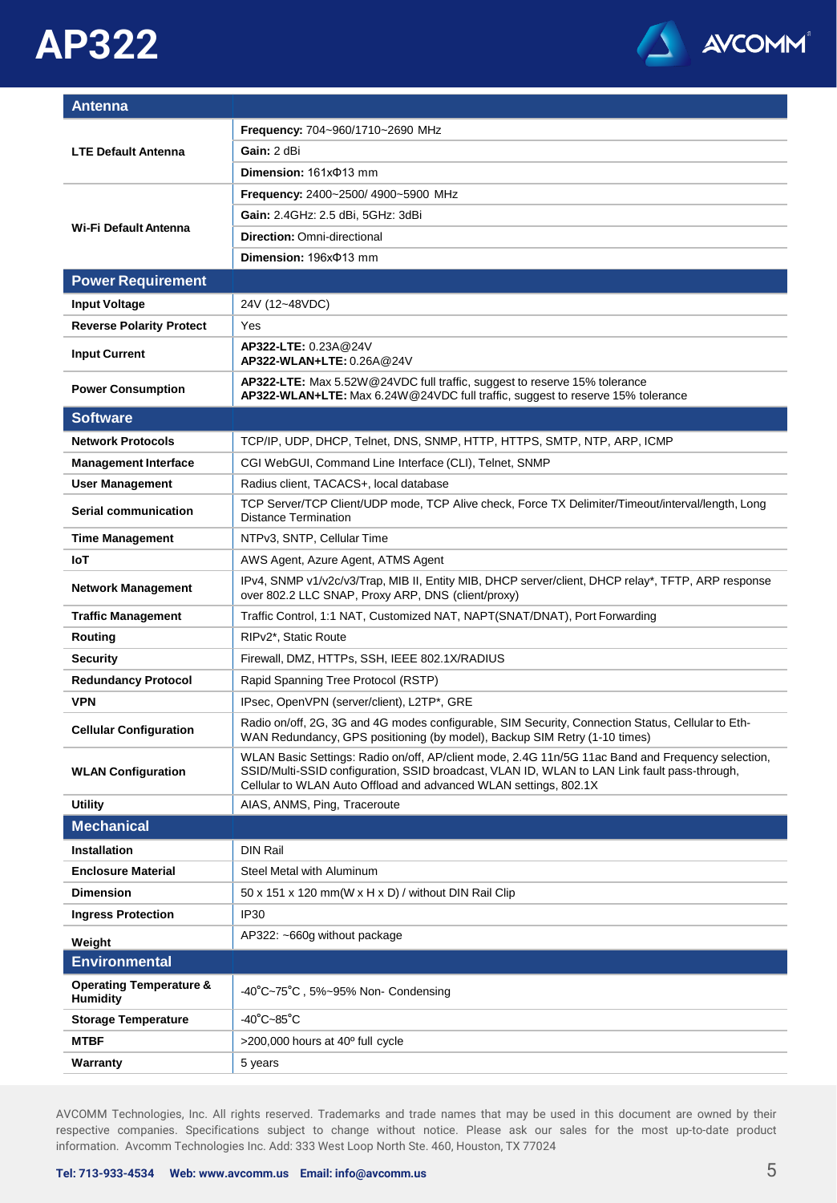# AP322

| Antenna | |
|---|---|
| LTE Default Antenna | **Frequency:** 704~960/1710~2690 MHz |
| | **Gain:** 2 dBi |
| | **Dimension:** 161xΦ13 mm |
| Wi-Fi Default Antenna | **Frequency:** 2400~2500/ 4900~5900 MHz |
| | **Gain:** 2.4GHz: 2.5 dBi, 5GHz: 3dBi |
| | **Direction:** Omni-directional |
| | **Dimension:** 196xΦ13 mm |
| **Power Requirement** | |
| Input Voltage | 24V (12~48VDC) |
| Reverse Polarity Protect | Yes |
| Input Current | **AP322-LTE:** 0.23A@24V<br>**AP322-WLAN+LTE:** 0.26A@24V |
| Power Consumption | **AP322-LTE:** Max 5.52W@24VDC full traffic, suggest to reserve 15% tolerance<br>**AP322-WLAN+LTE:** Max 6.24W@24VDC full traffic, suggest to reserve 15% tolerance |
| **Software** | |
| Network Protocols | TCP/IP, UDP, DHCP, Telnet, DNS, SNMP, HTTP, HTTPS, SMTP, NTP, ARP, ICMP |
| Management Interface | CGI WebGUI, Command Line Interface (CLI), Telnet, SNMP |
| User Management | Radius client, TACACS+, local database |
| Serial communication | TCP Server/TCP Client/UDP mode, TCP Alive check, Force TX Delimiter/Timeout/interval/length, Long Distance Termination |
| Time Management | NTPv3, SNTP, Cellular Time |
| IoT | AWS Agent, Azure Agent, ATMS Agent |
| Network Management | IPv4, SNMP v1/v2c/v3/Trap, MIB II, Entity MIB, DHCP server/client, DHCP relay*, TFTP, ARP response over 802.2 LLC SNAP, Proxy ARP, DNS (client/proxy) |
| Traffic Management | Traffic Control, 1:1 NAT, Customized NAT, NAPT(SNAT/DNAT), Port Forwarding |
| Routing | RIPv2*, Static Route |
| Security | Firewall, DMZ, HTTPs, SSH, IEEE 802.1X/RADIUS |
| Redundancy Protocol | Rapid Spanning Tree Protocol (RSTP) |
| VPN | IPsec, OpenVPN (server/client), L2TP*, GRE |
| Cellular Configuration | Radio on/off, 2G, 3G and 4G modes configurable, SIM Security, Connection Status, Cellular to Eth-WAN Redundancy, GPS positioning (by model), Backup SIM Retry (1-10 times) |
| WLAN Configuration | WLAN Basic Settings: Radio on/off, AP/client mode, 2.4G 11n/5G 11ac Band and Frequency selection, SSID/Multi-SSID configuration, SSID broadcast, VLAN ID, WLAN to LAN Link fault pass-through, Cellular to WLAN Auto Offload and advanced WLAN settings, 802.1X |
| Utility | AIAS, ANMS, Ping, Traceroute |
| **Mechanical** | |
| Installation | DIN Rail |
| Enclosure Material | Steel Metal with Aluminum |
| Dimension | 50 x 151 x 120 mm(W x H x D) / without DIN Rail Clip |
| Ingress Protection | IP30 |
| Weight | AP322: ~660g without package |
| **Environmental** | |
| Operating Temperature & Humidity | -40˚C~75˚C , 5%~95% Non- Condensing |
| Storage Temperature | -40˚C~85˚C |
| MTBF | >200,000 hours at 40º full cycle |
| Warranty | 5 years |

AVCOMM Technologies, Inc. All rights reserved. Trademarks and trade names that may be used in this document are owned by their respective companies. Specifications subject to change without notice. Please ask our sales for the most up-to-date product information. Avcomm Technologies Inc. Add: 333 West Loop North Ste. 460, Houston, TX 77024

**Tel: 713-933-4534 Web: www.avcomm.us Email: info@avcomm.us**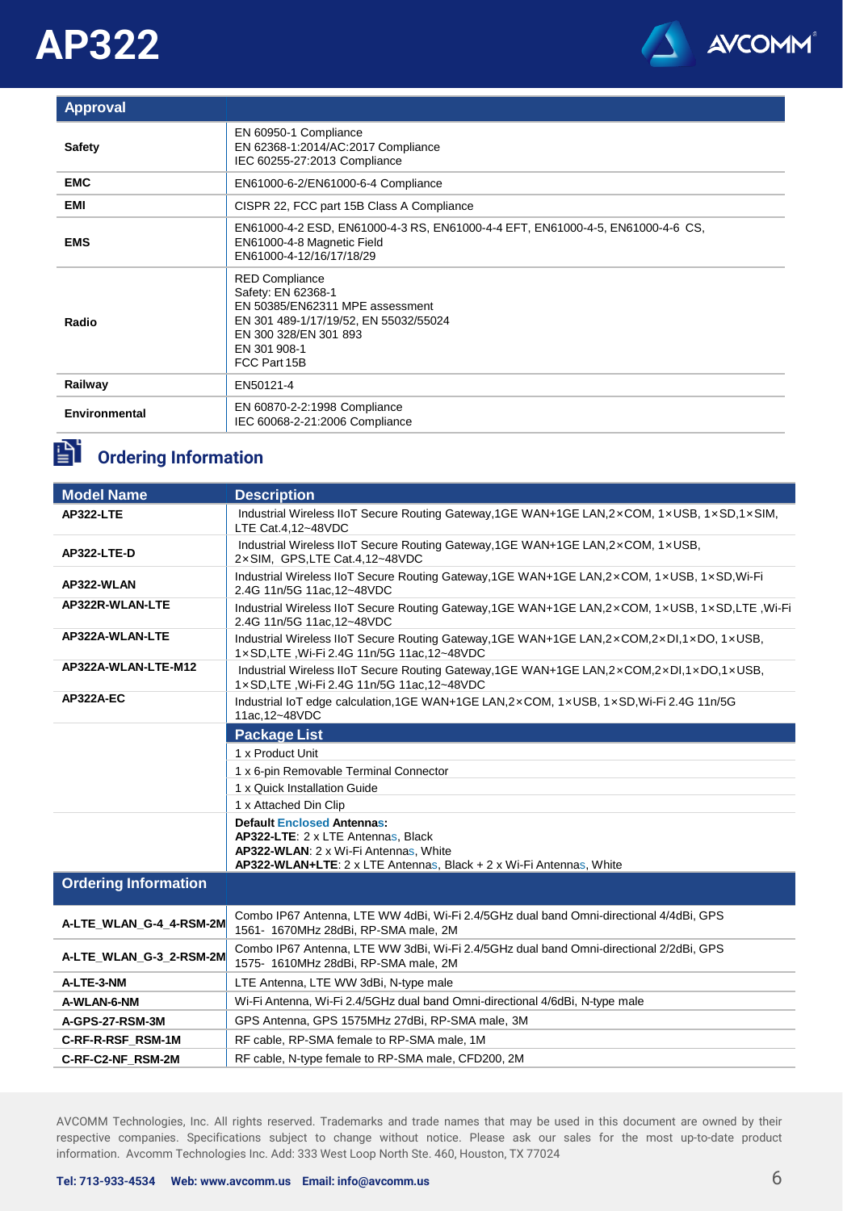| Approval | |
|---|---|
| **Safety** | EN 60950-1 Compliance<br>EN 62368-1:2014/AC:2017 Compliance<br>IEC 60255-27:2013 Compliance |
| **EMC** | EN61000-6-2/EN61000-6-4 Compliance |
| **EMI** | CISPR 22, FCC part 15B Class A Compliance |
| **EMS** | EN61000-4-2 ESD, EN61000-4-3 RS, EN61000-4-4 EFT, EN61000-4-5, EN61000-4-6 CS, EN61000-4-8 Magnetic Field<br>EN61000-4-12/16/17/18/29 |
| **Radio** | RED Compliance<br>Safety: EN 62368-1<br>EN 50385/EN62311 MPE assessment<br>EN 301 489-1/17/19/52, EN 55032/55024<br>EN 300 328/EN 301 893<br>EN 301 908-1<br>FCC Part 15B |
| **Railway** | EN50121-4 |
| **Environmental** | EN 60870-2-2:1998 Compliance<br>IEC 60068-2-21:2006 Compliance |

## Ordering Information

| Model Name | Description |
|---|---|
| **AP322-LTE** | Industrial Wireless IIoT Secure Routing Gateway,1GE WAN+1GE LAN,2×COM, 1×USB, 1×SD,1×SIM, LTE Cat.4,12~48VDC |
| **AP322-LTE-D** | Industrial Wireless IIoT Secure Routing Gateway,1GE WAN+1GE LAN,2×COM, 1×USB, 2×SIM, GPS,LTE Cat.4,12~48VDC |
| **AP322-WLAN** | Industrial Wireless IIoT Secure Routing Gateway,1GE WAN+1GE LAN,2×COM, 1×USB, 1×SD,Wi-Fi 2.4G 11n/5G 11ac,12~48VDC |
| **AP322R-WLAN-LTE** | Industrial Wireless IIoT Secure Routing Gateway,1GE WAN+1GE LAN,2×COM, 1×USB, 1×SD,LTE ,Wi-Fi 2.4G 11n/5G 11ac,12~48VDC |
| **AP322A-WLAN-LTE** | Industrial Wireless IIoT Secure Routing Gateway,1GE WAN+1GE LAN,2×COM,2×DI,1×DO, 1×USB, 1×SD,LTE ,Wi-Fi 2.4G 11n/5G 11ac,12~48VDC |
| **AP322A-WLAN-LTE-M12** | Industrial Wireless IIoT Secure Routing Gateway,1GE WAN+1GE LAN,2×COM,2×DI,1×DO,1×USB, 1×SD,LTE ,Wi-Fi 2.4G 11n/5G 11ac,12~48VDC |
| **AP322A-EC** | Industrial IoT edge calculation,1GE WAN+1GE LAN,2×COM, 1×USB, 1×SD,Wi-Fi 2.4G 11n/5G 11ac,12~48VDC |
| | **Package List** |
| | 1 x Product Unit |
| | 1 x 6-pin Removable Terminal Connector |
| | 1 x Quick Installation Guide |
| | 1 x Attached Din Clip |
| | **Default Enclosed Antennas:**<br>**AP322-LTE**: 2 x LTE Antennas, Black<br>**AP322-WLAN**: 2 x Wi-Fi Antennas, White<br>**AP322-WLAN+LTE**: 2 x LTE Antennas, Black + 2 x Wi-Fi Antennas, White |
| **Ordering Information** | |
| **A-LTE_WLAN_G-4_4-RSM-2M** | Combo IP67 Antenna, LTE WW 4dBi, Wi-Fi 2.4/5GHz dual band Omni-directional 4/4dBi, GPS 1561- 1670MHz 28dBi, RP-SMA male, 2M |
| **A-LTE_WLAN_G-3_2-RSM-2M** | Combo IP67 Antenna, LTE WW 3dBi, Wi-Fi 2.4/5GHz dual band Omni-directional 2/2dBi, GPS 1575- 1610MHz 28dBi, RP-SMA male, 2M |
| **A-LTE-3-NM** | LTE Antenna, LTE WW 3dBi, N-type male |
| **A-WLAN-6-NM** | Wi-Fi Antenna, Wi-Fi 2.4/5GHz dual band Omni-directional 4/6dBi, N-type male |
| **A-GPS-27-RSM-3M** | GPS Antenna, GPS 1575MHz 27dBi, RP-SMA male, 3M |
| **C-RF-R-RSF_RSM-1M** | RF cable, RP-SMA female to RP-SMA male, 1M |
| **C-RF-C2-NF_RSM-2M** | RF cable, N-type female to RP-SMA male, CFD200, 2M |

AVCOMM Technologies, Inc. All rights reserved. Trademarks and trade names that may be used in this document are owned by their respective companies. Specifications subject to change without notice. Please ask our sales for the most up-to-date product information. Avcomm Technologies Inc. Add: 333 West Loop North Ste. 460, Houston, TX 77024

**Tel: 713-933-4534 Web: www.avcomm.us Email: info@avcomm.us**